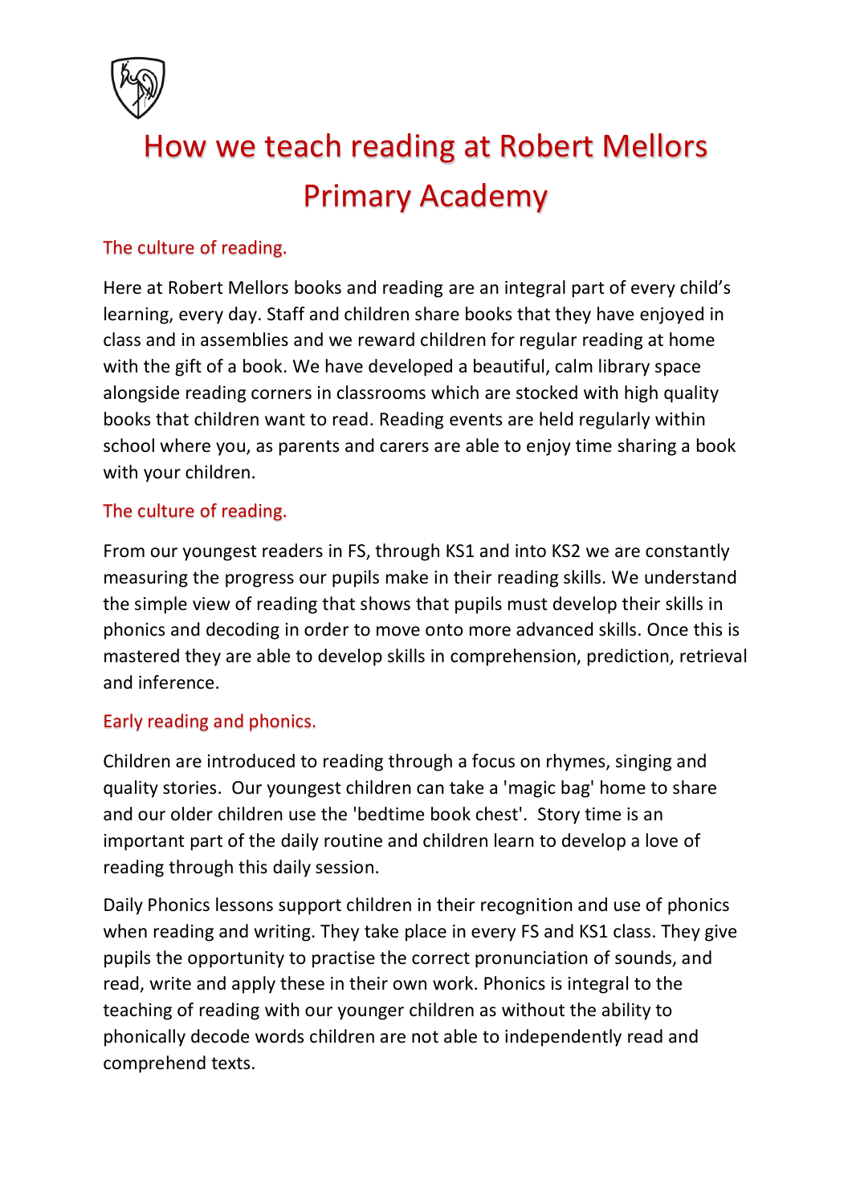# How we teach reading at Robert Mellors Primary Academy

## The culture of reading.

Here at Robert Mellors books and reading are an integral part of every child's learning, every day. Staff and children share books that they have enjoyed in class and in assemblies and we reward children for regular reading at home with the gift of a book. We have developed a beautiful, calm library space alongside reading corners in classrooms which are stocked with high quality books that children want to read. Reading events are held regularly within school where you, as parents and carers are able to enjoy time sharing a book with your children.

## The culture of reading.

From our youngest readers in FS, through KS1 and into KS2 we are constantly measuring the progress our pupils make in their reading skills. We understand the simple view of reading that shows that pupils must develop their skills in phonics and decoding in order to move onto more advanced skills. Once this is mastered they are able to develop skills in comprehension, prediction, retrieval and inference.

## Early reading and phonics.

Children are introduced to reading through a focus on rhymes, singing and quality stories. Our youngest children can take a 'magic bag' home to share and our older children use the 'bedtime book chest'. Story time is an important part of the daily routine and children learn to develop a love of reading through this daily session.

Daily Phonics lessons support children in their recognition and use of phonics when reading and writing. They take place in every FS and KS1 class. They give pupils the opportunity to practise the correct pronunciation of sounds, and read, write and apply these in their own work. Phonics is integral to the teaching of reading with our younger children as without the ability to phonically decode words children are not able to independently read and comprehend texts.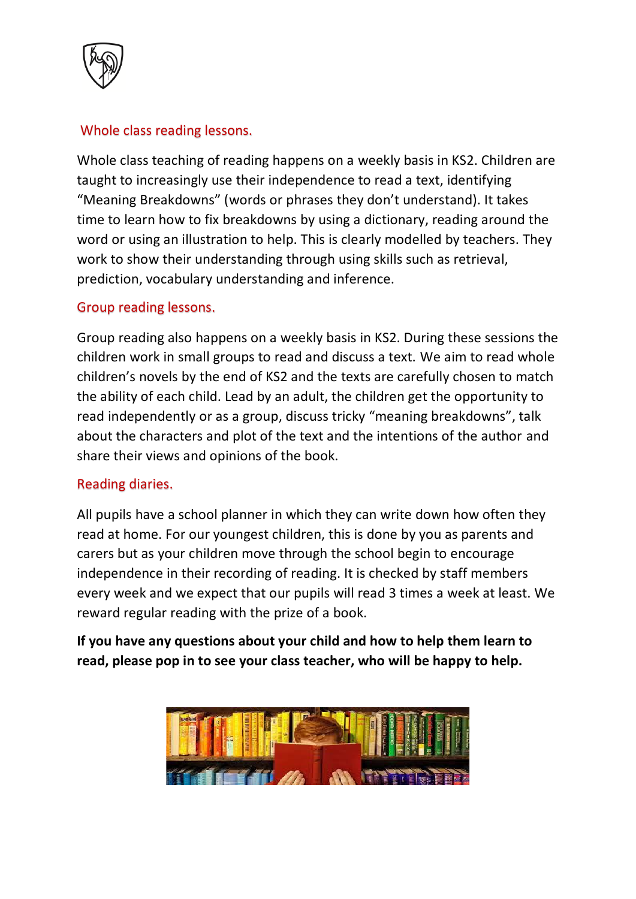## Whole class reading lessons.

Whole class teaching of reading happens on a weekly basis in KS2. Children are taught to increasingly use their independence to read a text, identifying “Meaning Breakdowns” (words or phrases they don’t understand). It takes time to learn how to fix breakdowns by using a dictionary, reading around the word or using an illustration to help. This is clearly modelled by teachers. They work to show their understanding through using skills such as retrieval, prediction, vocabulary understanding and inference.

## Group reading lessons.

Group reading also happens on a weekly basis in KS2. During these sessions the children work in small groups to read and discuss a text. We aim to read whole children’s novels by the end of KS2 and the texts are carefully chosen to match the ability of each child. Lead by an adult, the children get the opportunity to read independently or as a group, discuss tricky “meaning breakdowns”, talk about the characters and plot of the text and the intentions of the author and share their views and opinions of the book.

## Reading diaries.

All pupils have a school planner in which they can write down how often they read at home. For our youngest children, this is done by you as parents and carers but as your children move through the school begin to encourage independence in their recording of reading. It is checked by staff members every week and we expect that our pupils will read 3 times a week at least. We reward regular reading with the prize of a book.

**If you have any questions about your child and how to help them learn to read, please pop in to see your class teacher, who will be happy to help.**